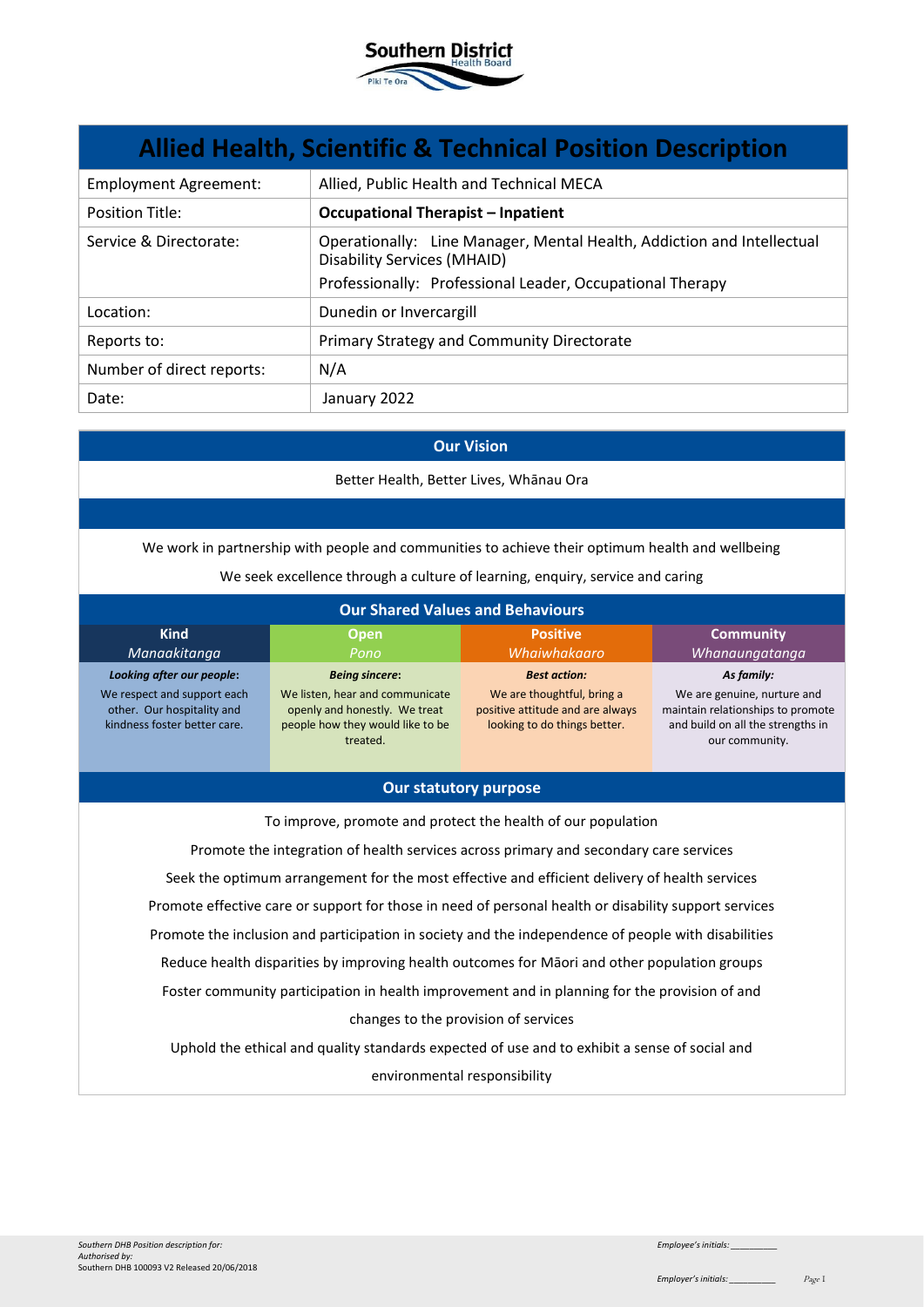# Allied Health, Scientific & Technical Position Description

| | |
|---|---|
| Employment Agreement: | Allied, Public Health and Technical MECA |
| Position Title: | **Occupational Therapist – Inpatient** |
| Service & Directorate: | Operationally: Line Manager, Mental Health, Addiction and Intellectual Disability Services (MHAID)<br>Professionally: Professional Leader, Occupational Therapy |
| Location: | Dunedin or Invercargill |
| Reports to: | Primary Strategy and Community Directorate |
| Number of direct reports: | N/A |
| Date: | January 2022 |

## Our Vision

Better Health, Better Lives, Whānau Ora

We work in partnership with people and communities to achieve their optimum health and wellbeing

We seek excellence through a culture of learning, enquiry, service and caring

## Our Shared Values and Behaviours

| Kind<br>*Manaakitanga* | Open<br>*Pono* | Positive<br>*Whaiwhakaaro* | Community<br>*Whanaungatanga* |
|---|---|---|---|
| ***Looking after our people:***<br>We respect and support each other. Our hospitality and kindness foster better care. | ***Being sincere:***<br>We listen, hear and communicate openly and honestly. We treat people how they would like to be treated. | ***Best action:***<br>We are thoughtful, bring a positive attitude and are always looking to do things better. | ***As family:***<br>We are genuine, nurture and maintain relationships to promote and build on all the strengths in our community. |

## Our statutory purpose

To improve, promote and protect the health of our population

Promote the integration of health services across primary and secondary care services

Seek the optimum arrangement for the most effective and efficient delivery of health services

Promote effective care or support for those in need of personal health or disability support services

Promote the inclusion and participation in society and the independence of people with disabilities

Reduce health disparities by improving health outcomes for Māori and other population groups

Foster community participation in health improvement and in planning for the provision of and changes to the provision of services

Uphold the ethical and quality standards expected of use and to exhibit a sense of social and environmental responsibility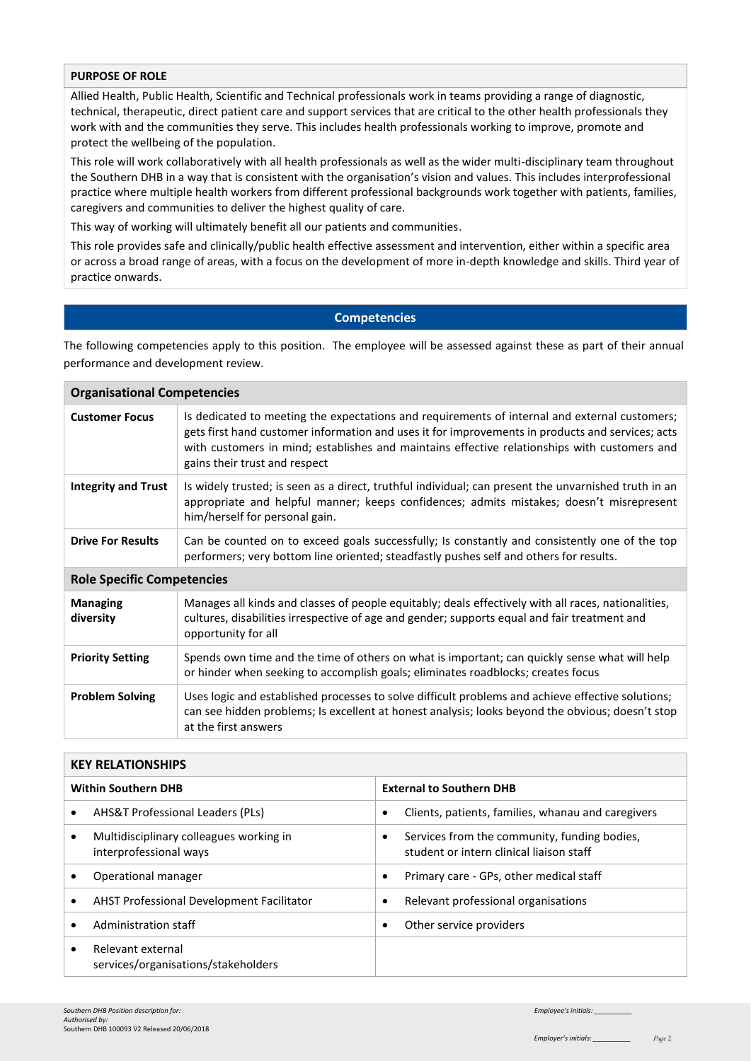## PURPOSE OF ROLE

Allied Health, Public Health, Scientific and Technical professionals work in teams providing a range of diagnostic, technical, therapeutic, direct patient care and support services that are critical to the other health professionals they work with and the communities they serve. This includes health professionals working to improve, promote and protect the wellbeing of the population.

This role will work collaboratively with all health professionals as well as the wider multi-disciplinary team throughout the Southern DHB in a way that is consistent with the organisation's vision and values. This includes interprofessional practice where multiple health workers from different professional backgrounds work together with patients, families, caregivers and communities to deliver the highest quality of care.

This way of working will ultimately benefit all our patients and communities.

This role provides safe and clinically/public health effective assessment and intervention, either within a specific area or across a broad range of areas, with a focus on the development of more in-depth knowledge and skills. Third year of practice onwards.

## Competencies

The following competencies apply to this position. The employee will be assessed against these as part of their annual performance and development review.

| **Organisational Competencies** | |
|---|---|
| **Customer Focus** | Is dedicated to meeting the expectations and requirements of internal and external customers; gets first hand customer information and uses it for improvements in products and services; acts with customers in mind; establishes and maintains effective relationships with customers and gains their trust and respect |
| **Integrity and Trust** | Is widely trusted; is seen as a direct, truthful individual; can present the unvarnished truth in an appropriate and helpful manner; keeps confidences; admits mistakes; doesn't misrepresent him/herself for personal gain. |
| **Drive For Results** | Can be counted on to exceed goals successfully; Is constantly and consistently one of the top performers; very bottom line oriented; steadfastly pushes self and others for results. |
| **Role Specific Competencies** | |
| **Managing diversity** | Manages all kinds and classes of people equitably; deals effectively with all races, nationalities, cultures, disabilities irrespective of age and gender; supports equal and fair treatment and opportunity for all |
| **Priority Setting** | Spends own time and the time of others on what is important; can quickly sense what will help or hinder when seeking to accomplish goals; eliminates roadblocks; creates focus |
| **Problem Solving** | Uses logic and established processes to solve difficult problems and achieve effective solutions; can see hidden problems; Is excellent at honest analysis; looks beyond the obvious; doesn't stop at the first answers |

## KEY RELATIONSHIPS

| Within Southern DHB | External to Southern DHB |
|---|---|
| • AHS&T Professional Leaders (PLs) | • Clients, patients, families, whanau and caregivers |
| • Multidisciplinary colleagues working in interprofessional ways | • Services from the community, funding bodies, student or intern clinical liaison staff |
| • Operational manager | • Primary care - GPs, other medical staff |
| • AHST Professional Development Facilitator | • Relevant professional organisations |
| • Administration staff | • Other service providers |
| • Relevant external services/organisations/stakeholders | |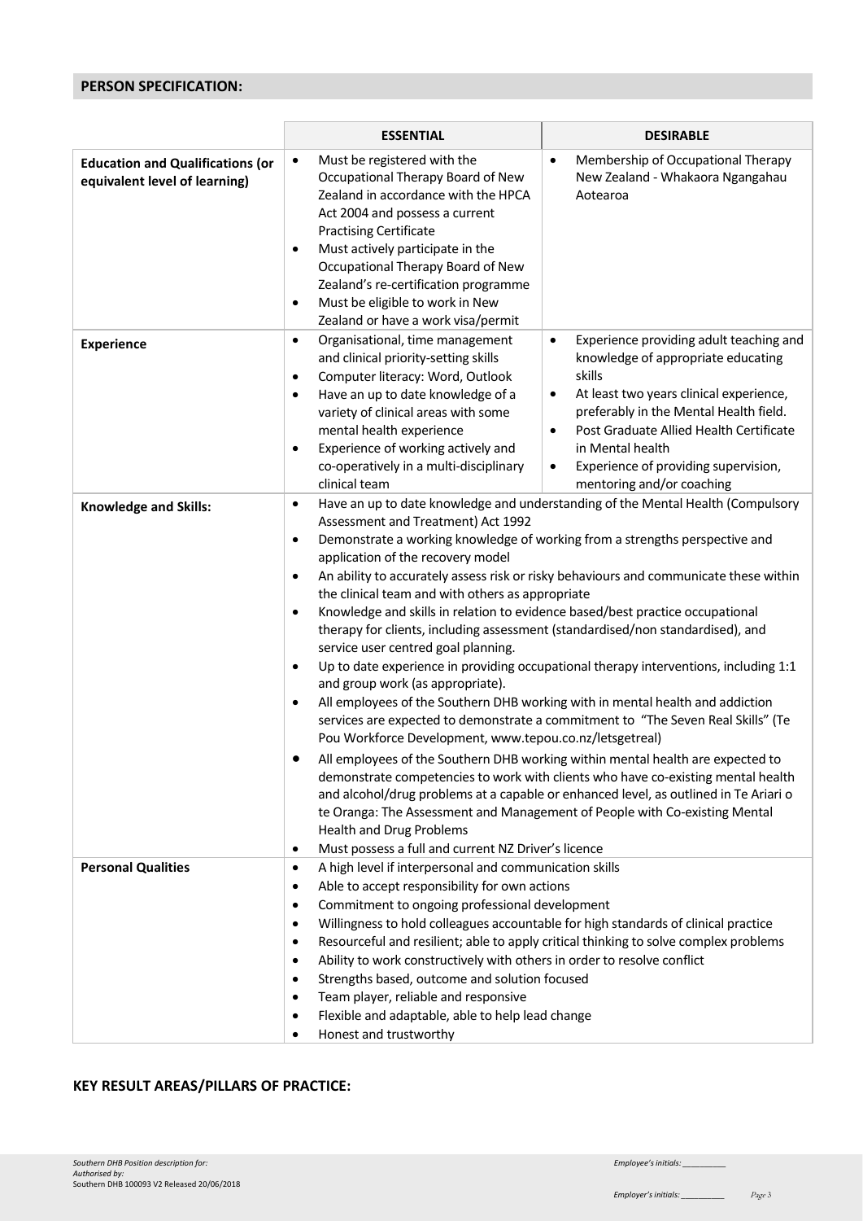## PERSON SPECIFICATION:

| | ESSENTIAL | DESIRABLE |
|---|---|---|
| **Education and Qualifications (or equivalent level of learning)** | • Must be registered with the Occupational Therapy Board of New Zealand in accordance with the HPCA Act 2004 and possess a current Practising Certificate<br>• Must actively participate in the Occupational Therapy Board of New Zealand's re-certification programme<br>• Must be eligible to work in New Zealand or have a work visa/permit | • Membership of Occupational Therapy New Zealand - Whakaora Ngangahau Aotearoa |
| **Experience** | • Organisational, time management and clinical priority-setting skills<br>• Computer literacy: Word, Outlook<br>• Have an up to date knowledge of a variety of clinical areas with some mental health experience<br>• Experience of working actively and co-operatively in a multi-disciplinary clinical team | • Experience providing adult teaching and knowledge of appropriate educating skills<br>• At least two years clinical experience, preferably in the Mental Health field.<br>• Post Graduate Allied Health Certificate in Mental health<br>• Experience of providing supervision, mentoring and/or coaching |
| **Knowledge and Skills:** | • Have an up to date knowledge and understanding of the Mental Health (Compulsory Assessment and Treatment) Act 1992<br>• Demonstrate a working knowledge of working from a strengths perspective and application of the recovery model<br>• An ability to accurately assess risk or risky behaviours and communicate these within the clinical team and with others as appropriate<br>• Knowledge and skills in relation to evidence based/best practice occupational therapy for clients, including assessment (standardised/non standardised), and service user centred goal planning.<br>• Up to date experience in providing occupational therapy interventions, including 1:1 and group work (as appropriate).<br>• All employees of the Southern DHB working with in mental health and addiction services are expected to demonstrate a commitment to "The Seven Real Skills" (Te Pou Workforce Development, www.tepou.co.nz/letsgetreal)<br>• All employees of the Southern DHB working within mental health are expected to demonstrate competencies to work with clients who have co-existing mental health and alcohol/drug problems at a capable or enhanced level, as outlined in Te Ariari o te Oranga: The Assessment and Management of People with Co-existing Mental Health and Drug Problems<br>• Must possess a full and current NZ Driver's licence | |
| **Personal Qualities** | • A high level if interpersonal and communication skills<br>• Able to accept responsibility for own actions<br>• Commitment to ongoing professional development<br>• Willingness to hold colleagues accountable for high standards of clinical practice<br>• Resourceful and resilient; able to apply critical thinking to solve complex problems<br>• Ability to work constructively with others in order to resolve conflict<br>• Strengths based, outcome and solution focused<br>• Team player, reliable and responsive<br>• Flexible and adaptable, able to help lead change<br>• Honest and trustworthy | |

## KEY RESULT AREAS/PILLARS OF PRACTICE: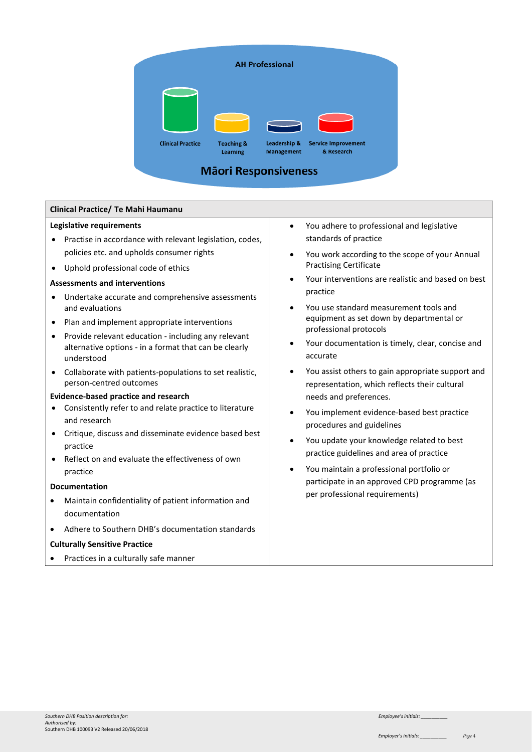AH Professional

Clinical Practice | Teaching & Learning | Leadership & Management | Service Improvement & Research

Māori Responsiveness

| Clinical Practice/ Te Mahi Haumanu | |
|---|---|
| **Legislative requirements**<br>• Practise in accordance with relevant legislation, codes, policies etc. and upholds consumer rights<br>• Uphold professional code of ethics | • You adhere to professional and legislative standards of practice<br>• You work according to the scope of your Annual Practising Certificate |
| **Assessments and interventions**<br>• Undertake accurate and comprehensive assessments and evaluations<br>• Plan and implement appropriate interventions<br>• Provide relevant education - including any relevant alternative options - in a format that can be clearly understood<br>• Collaborate with patients-populations to set realistic, person-centred outcomes | • Your interventions are realistic and based on best practice<br>• You use standard measurement tools and equipment as set down by departmental or professional protocols<br>• Your documentation is timely, clear, concise and accurate<br>• You assist others to gain appropriate support and representation, which reflects their cultural needs and preferences. |
| **Evidence-based practice and research**<br>• Consistently refer to and relate practice to literature and research<br>• Critique, discuss and disseminate evidence based best practice<br>• Reflect on and evaluate the effectiveness of own practice | • You implement evidence-based best practice procedures and guidelines<br>• You update your knowledge related to best practice guidelines and area of practice<br>• You maintain a professional portfolio or participate in an approved CPD programme (as per professional requirements) |
| **Documentation**<br>• Maintain confidentiality of patient information and documentation<br>• Adhere to Southern DHB's documentation standards | |
| **Culturally Sensitive Practice**<br>• Practices in a culturally safe manner | |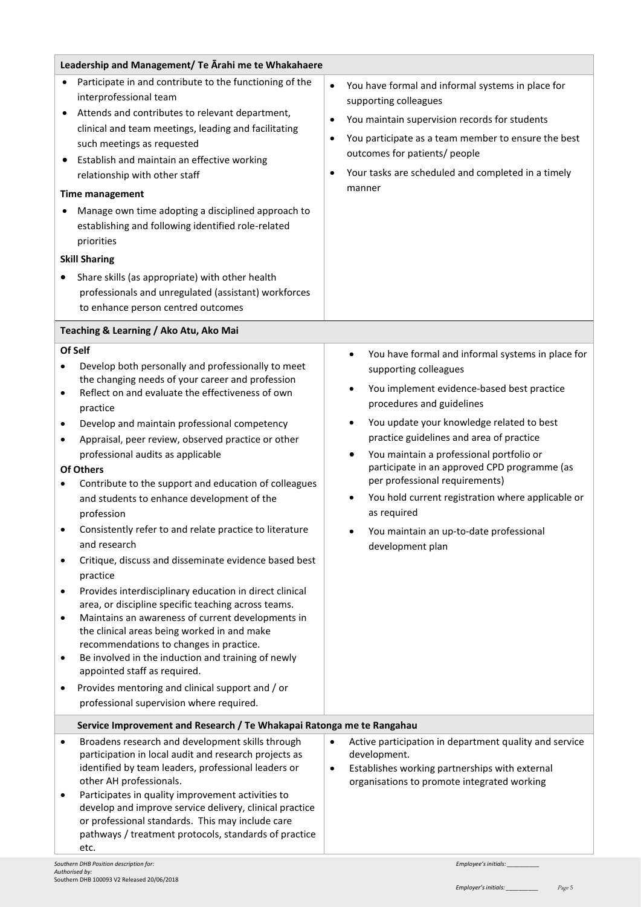| Leadership and Management/ Te Ārahi me te Whakahaere | |
|---|---|
| • Participate in and contribute to the functioning of the interprofessional team<br>• Attends and contributes to relevant department, clinical and team meetings, leading and facilitating such meetings as requested<br>• Establish and maintain an effective working relationship with other staff<br>**Time management**<br>• Manage own time adopting a disciplined approach to establishing and following identified role-related priorities<br>**Skill Sharing**<br>• Share skills (as appropriate) with other health professionals and unregulated (assistant) workforces to enhance person centred outcomes | • You have formal and informal systems in place for supporting colleagues<br>• You maintain supervision records for students<br>• You participate as a team member to ensure the best outcomes for patients/ people<br>• Your tasks are scheduled and completed in a timely manner |
| **Teaching & Learning / Ako Atu, Ako Mai** | |
| **Of Self**<br>• Develop both personally and professionally to meet the changing needs of your career and profession<br>• Reflect on and evaluate the effectiveness of own practice<br>• Develop and maintain professional competency<br>• Appraisal, peer review, observed practice or other professional audits as applicable<br>**Of Others**<br>• Contribute to the support and education of colleagues and students to enhance development of the profession<br>• Consistently refer to and relate practice to literature and research<br>• Critique, discuss and disseminate evidence based best practice<br>• Provides interdisciplinary education in direct clinical area, or discipline specific teaching across teams.<br>• Maintains an awareness of current developments in the clinical areas being worked in and make recommendations to changes in practice.<br>• Be involved in the induction and training of newly appointed staff as required.<br>• Provides mentoring and clinical support and / or professional supervision where required. | • You have formal and informal systems in place for supporting colleagues<br>• You implement evidence-based best practice procedures and guidelines<br>• You update your knowledge related to best practice guidelines and area of practice<br>• You maintain a professional portfolio or participate in an approved CPD programme (as per professional requirements)<br>• You hold current registration where applicable or as required<br>• You maintain an up-to-date professional development plan |
| **Service Improvement and Research / Te Whakapai Ratonga me te Rangahau** | |
| • Broadens research and development skills through participation in local audit and research projects as identified by team leaders, professional leaders or other AH professionals.<br>• Participates in quality improvement activities to develop and improve service delivery, clinical practice or professional standards. This may include care pathways / treatment protocols, standards of practice etc. | • Active participation in department quality and service development.<br>• Establishes working partnerships with external organisations to promote integrated working |

*Southern DHB Position description for:*
*Authorised by:*
Southern DHB 100093 V2 Released 20/06/2018

*Employee's initials:* __________

*Employer's initials:* __________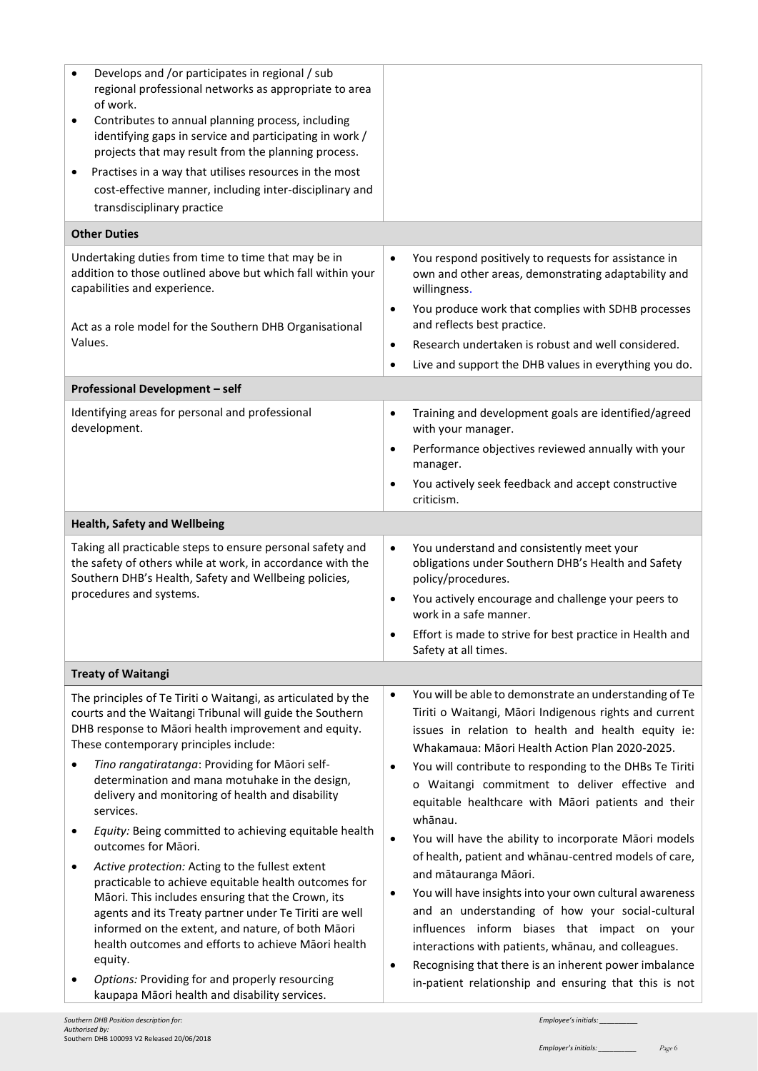| | |
|---|---|
| • Develops and /or participates in regional / sub regional professional networks as appropriate to area of work.<br>• Contributes to annual planning process, including identifying gaps in service and participating in work / projects that may result from the planning process.<br>• Practises in a way that utilises resources in the most cost-effective manner, including inter-disciplinary and transdisciplinary practice | |
| **Other Duties** | |
| Undertaking duties from time to time that may be in addition to those outlined above but which fall within your capabilities and experience.<br><br>Act as a role model for the Southern DHB Organisational Values. | • You respond positively to requests for assistance in own and other areas, demonstrating adaptability and willingness.<br>• You produce work that complies with SDHB processes and reflects best practice.<br>• Research undertaken is robust and well considered.<br>• Live and support the DHB values in everything you do. |
| **Professional Development – self** | |
| Identifying areas for personal and professional development. | • Training and development goals are identified/agreed with your manager.<br>• Performance objectives reviewed annually with your manager.<br>• You actively seek feedback and accept constructive criticism. |
| **Health, Safety and Wellbeing** | |
| Taking all practicable steps to ensure personal safety and the safety of others while at work, in accordance with the Southern DHB's Health, Safety and Wellbeing policies, procedures and systems. | • You understand and consistently meet your obligations under Southern DHB's Health and Safety policy/procedures.<br>• You actively encourage and challenge your peers to work in a safe manner.<br>• Effort is made to strive for best practice in Health and Safety at all times. |
| **Treaty of Waitangi** | |
| The principles of Te Tiriti o Waitangi, as articulated by the courts and the Waitangi Tribunal will guide the Southern DHB response to Māori health improvement and equity. These contemporary principles include:<br>• *Tino rangatiratanga*: Providing for Māori self-determination and mana motuhake in the design, delivery and monitoring of health and disability services.<br>• *Equity:* Being committed to achieving equitable health outcomes for Māori.<br>• *Active protection:* Acting to the fullest extent practicable to achieve equitable health outcomes for Māori. This includes ensuring that the Crown, its agents and its Treaty partner under Te Tiriti are well informed on the extent, and nature, of both Māori health outcomes and efforts to achieve Māori health equity.<br>• *Options:* Providing for and properly resourcing kaupapa Māori health and disability services. | • You will be able to demonstrate an understanding of Te Tiriti o Waitangi, Māori Indigenous rights and current issues in relation to health and health equity ie: Whakamaua: Māori Health Action Plan 2020-2025.<br>• You will contribute to responding to the DHBs Te Tiriti o Waitangi commitment to deliver effective and equitable healthcare with Māori patients and their whānau.<br>• You will have the ability to incorporate Māori models of health, patient and whānau-centred models of care, and mātauranga Māori.<br>• You will have insights into your own cultural awareness and an understanding of how your social-cultural influences inform biases that impact on your interactions with patients, whānau, and colleagues.<br>• Recognising that there is an inherent power imbalance in-patient relationship and ensuring that this is not |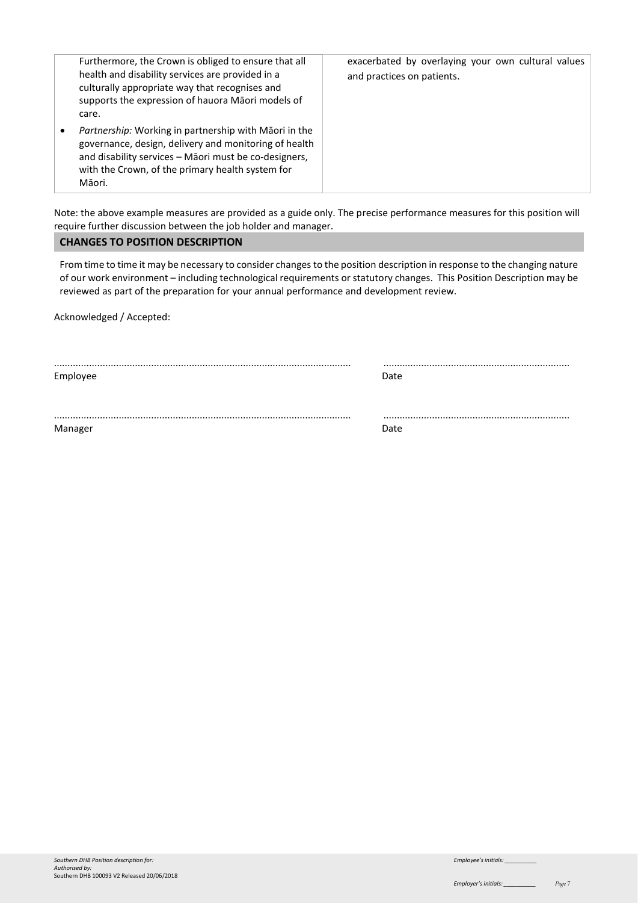| | |
|---|---|
| Furthermore, the Crown is obliged to ensure that all health and disability services are provided in a culturally appropriate way that recognises and supports the expression of hauora Māori models of care.<br>• *Partnership:* Working in partnership with Māori in the governance, design, delivery and monitoring of health and disability services – Māori must be co-designers, with the Crown, of the primary health system for Māori. | exacerbated by overlaying your own cultural values and practices on patients. |

Note: the above example measures are provided as a guide only. The precise performance measures for this position will require further discussion between the job holder and manager.

## CHANGES TO POSITION DESCRIPTION

From time to time it may be necessary to consider changes to the position description in response to the changing nature of our work environment – including technological requirements or statutory changes. This Position Description may be reviewed as part of the preparation for your annual performance and development review.

Acknowledged / Accepted:

............................................................................................................ ....................................................................

Employee Date

............................................................................................................ ....................................................................

Manager Date